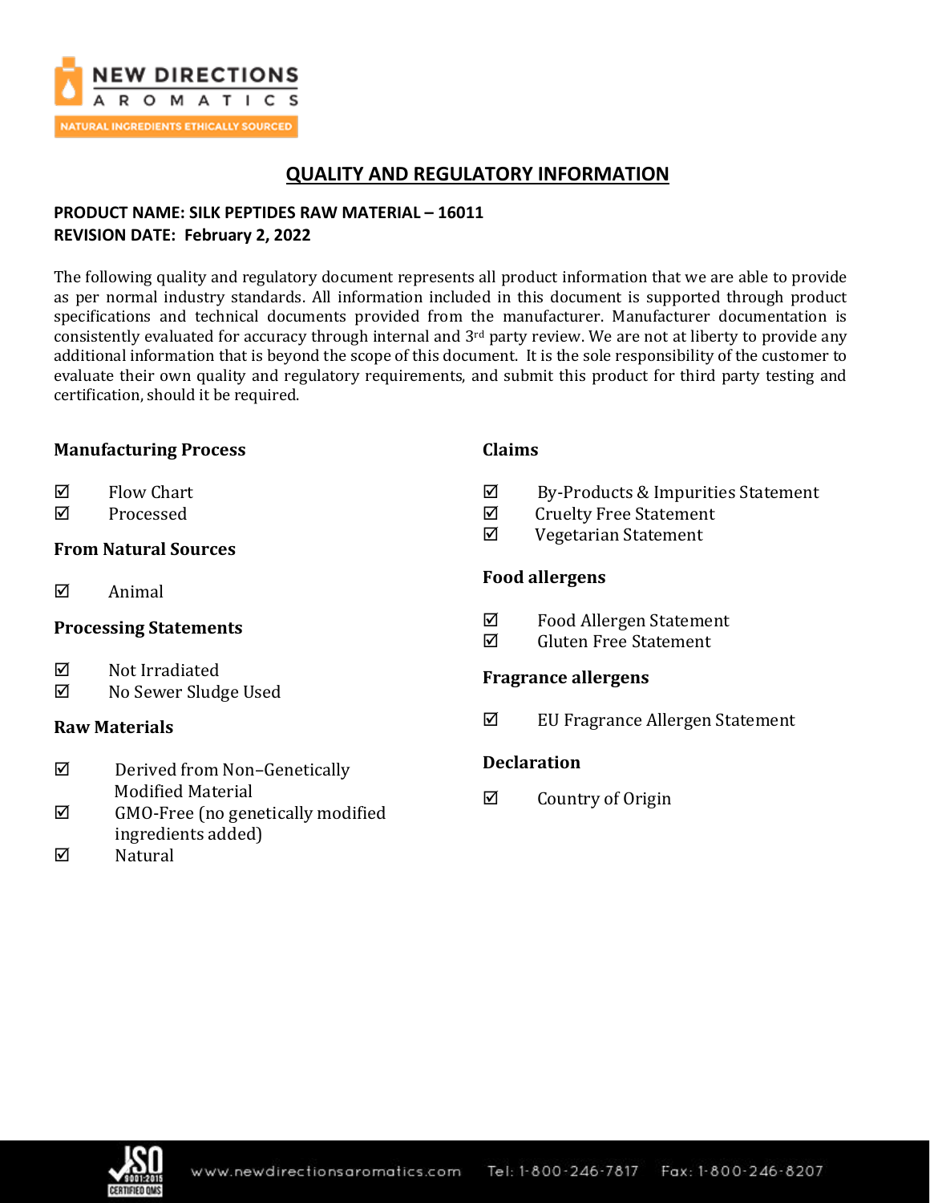# QUALITY AND REGULATORY INFORMATION

**PRODUCT NAME: SILK PEPTIDES RAW MATERIAL – 16011**
**REVISION DATE: February 2, 2022**

The following quality and regulatory document represents all product information that we are able to provide as per normal industry standards. All information included in this document is supported through product specifications and technical documents provided from the manufacturer. Manufacturer documentation is consistently evaluated for accuracy through internal and 3rd party review. We are not at liberty to provide any additional information that is beyond the scope of this document. It is the sole responsibility of the customer to evaluate their own quality and regulatory requirements, and submit this product for third party testing and certification, should it be required.

### Manufacturing Process

- ☑ Flow Chart
- ☑ Processed

### From Natural Sources

- ☑ Animal

### Processing Statements

- ☑ Not Irradiated
- ☑ No Sewer Sludge Used

### Raw Materials

- ☑ Derived from Non–Genetically Modified Material
- ☑ GMO-Free (no genetically modified ingredients added)
- ☑ Natural

### Claims

- ☑ By-Products & Impurities Statement
- ☑ Cruelty Free Statement
- ☑ Vegetarian Statement

### Food allergens

- ☑ Food Allergen Statement
- ☑ Gluten Free Statement

### Fragrance allergens

- ☑ EU Fragrance Allergen Statement

### Declaration

- ☑ Country of Origin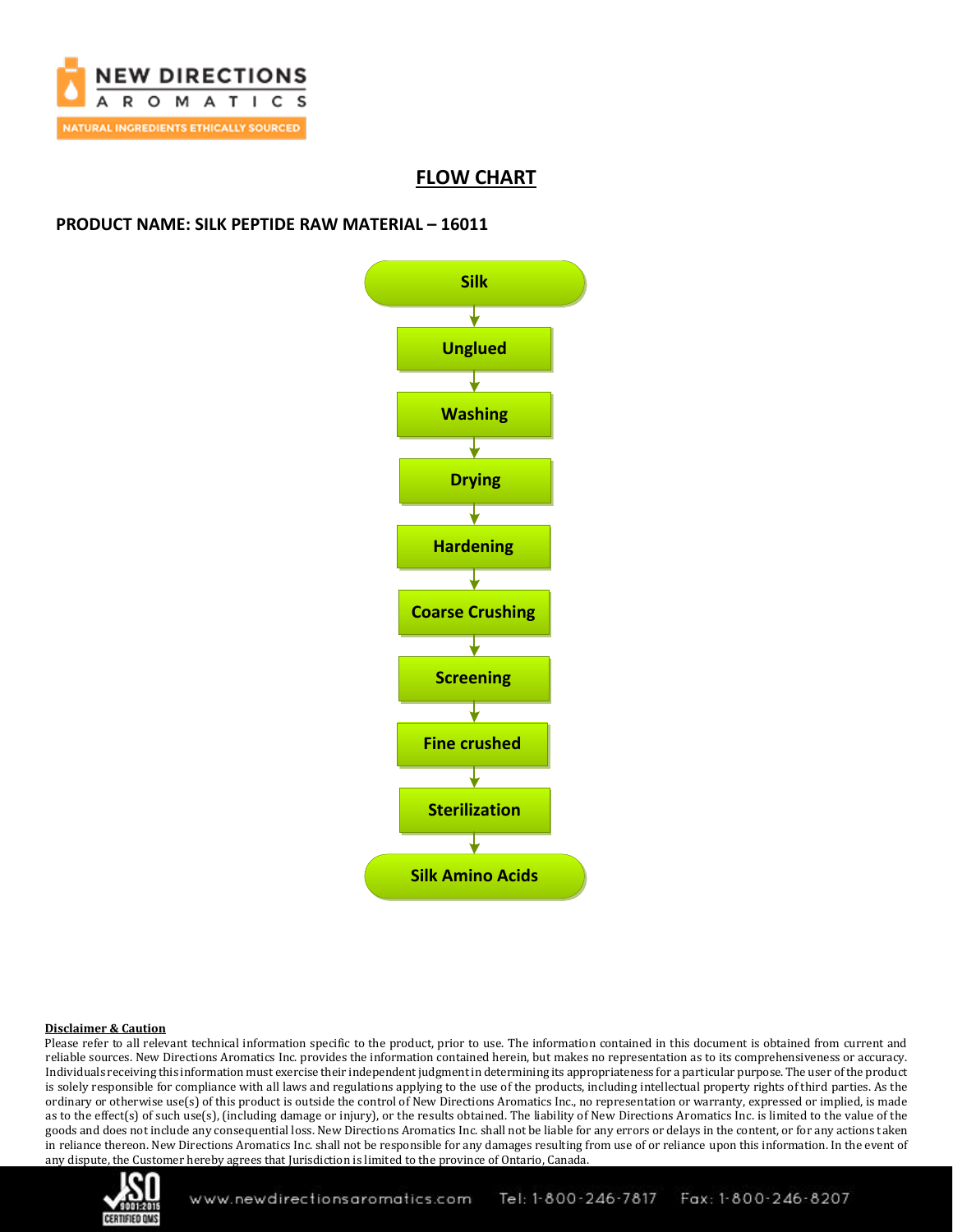# FLOW CHART

**PRODUCT NAME: SILK PEPTIDE RAW MATERIAL – 16011**

Silk
↓
Unglued
↓
Washing
↓
Drying
↓
Hardening
↓
Coarse Crushing
↓
Screening
↓
Fine crushed
↓
Sterilization
↓
Silk Amino Acids

**Disclaimer & Caution**

Please refer to all relevant technical information specific to the product, prior to use. The information contained in this document is obtained from current and reliable sources. New Directions Aromatics Inc. provides the information contained herein, but makes no representation as to its comprehensiveness or accuracy. Individuals receiving this information must exercise their independent judgment in determining its appropriateness for a particular purpose. The user of the product is solely responsible for compliance with all laws and regulations applying to the use of the products, including intellectual property rights of third parties. As the ordinary or otherwise use(s) of this product is outside the control of New Directions Aromatics Inc., no representation or warranty, expressed or implied, is made as to the effect(s) of such use(s), (including damage or injury), or the results obtained. The liability of New Directions Aromatics Inc. is limited to the value of the goods and does not include any consequential loss. New Directions Aromatics Inc. shall not be liable for any errors or delays in the content, or for any actions taken in reliance thereon. New Directions Aromatics Inc. shall not be responsible for any damages resulting from use of or reliance upon this information. In the event of any dispute, the Customer hereby agrees that Jurisdiction is limited to the province of Ontario, Canada.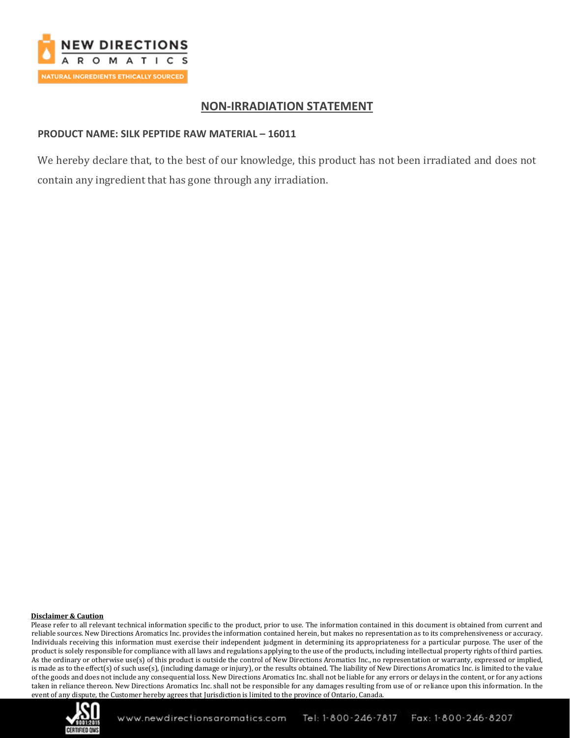## NON-IRRADIATION STATEMENT

**PRODUCT NAME: SILK PEPTIDE RAW MATERIAL – 16011**

We hereby declare that, to the best of our knowledge, this product has not been irradiated and does not contain any ingredient that has gone through any irradiation.

**Disclaimer & Caution**

Please refer to all relevant technical information specific to the product, prior to use. The information contained in this document is obtained from current and reliable sources. New Directions Aromatics Inc. provides the information contained herein, but makes no representation as to its comprehensiveness or accuracy. Individuals receiving this information must exercise their independent judgment in determining its appropriateness for a particular purpose. The user of the product is solely responsible for compliance with all laws and regulations applying to the use of the products, including intellectual property rights of third parties. As the ordinary or otherwise use(s) of this product is outside the control of New Directions Aromatics Inc., no representation or warranty, expressed or implied, is made as to the effect(s) of such use(s), (including damage or injury), or the results obtained. The liability of New Directions Aromatics Inc. is limited to the value of the goods and does not include any consequential loss. New Directions Aromatics Inc. shall not be liable for any errors or delays in the content, or for any actions taken in reliance thereon. New Directions Aromatics Inc. shall not be responsible for any damages resulting from use of or reliance upon this information. In the event of any dispute, the Customer hereby agrees that Jurisdiction is limited to the province of Ontario, Canada.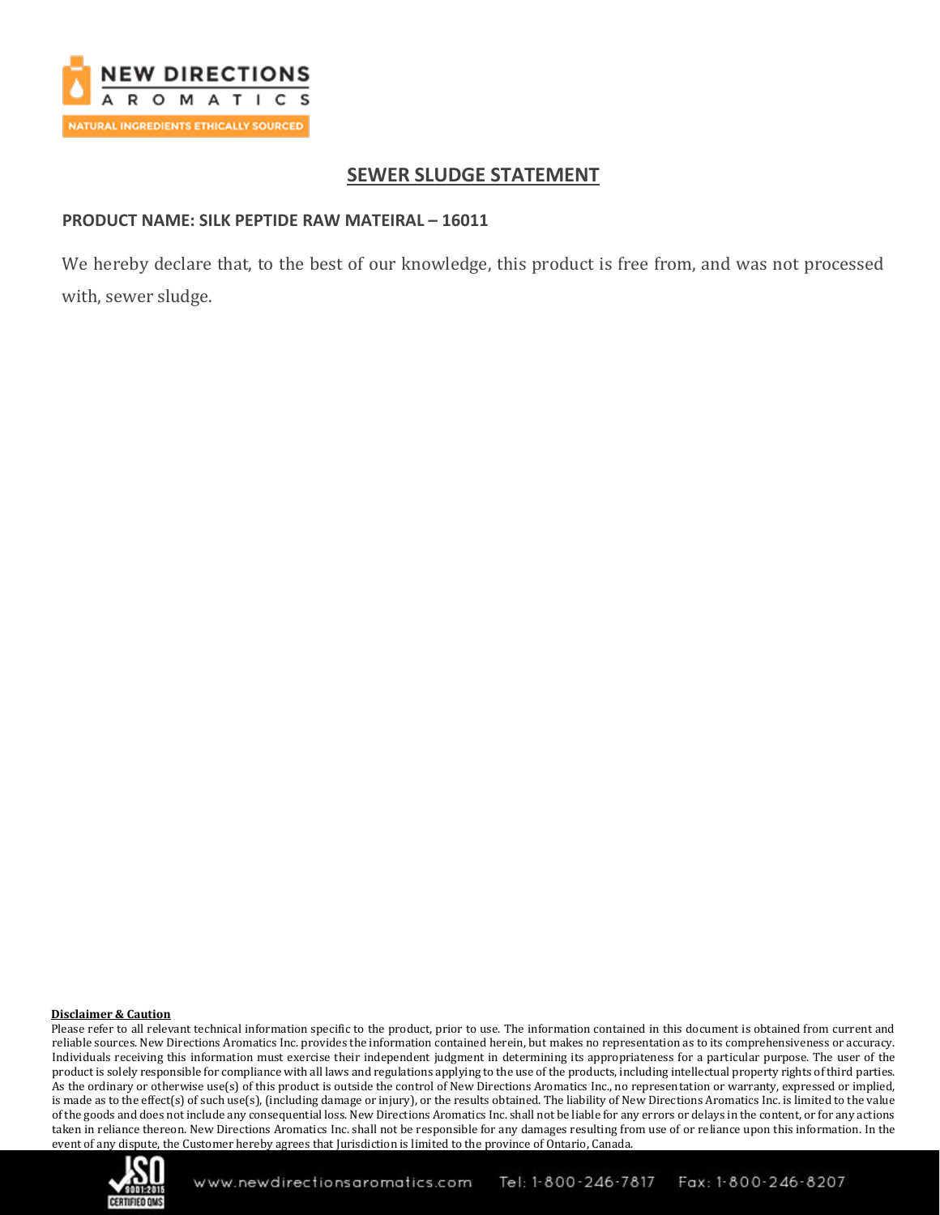## SEWER SLUDGE STATEMENT

**PRODUCT NAME: SILK PEPTIDE RAW MATEIRAL – 16011**

We hereby declare that, to the best of our knowledge, this product is free from, and was not processed with, sewer sludge.

**Disclaimer & Caution**

Please refer to all relevant technical information specific to the product, prior to use. The information contained in this document is obtained from current and reliable sources. New Directions Aromatics Inc. provides the information contained herein, but makes no representation as to its comprehensiveness or accuracy. Individuals receiving this information must exercise their independent judgment in determining its appropriateness for a particular purpose. The user of the product is solely responsible for compliance with all laws and regulations applying to the use of the products, including intellectual property rights of third parties. As the ordinary or otherwise use(s) of this product is outside the control of New Directions Aromatics Inc., no representation or warranty, expressed or implied, is made as to the effect(s) of such use(s), (including damage or injury), or the results obtained. The liability of New Directions Aromatics Inc. is limited to the value of the goods and does not include any consequential loss. New Directions Aromatics Inc. shall not be liable for any errors or delays in the content, or for any actions taken in reliance thereon. New Directions Aromatics Inc. shall not be responsible for any damages resulting from use of or reliance upon this information. In the event of any dispute, the Customer hereby agrees that Jurisdiction is limited to the province of Ontario, Canada.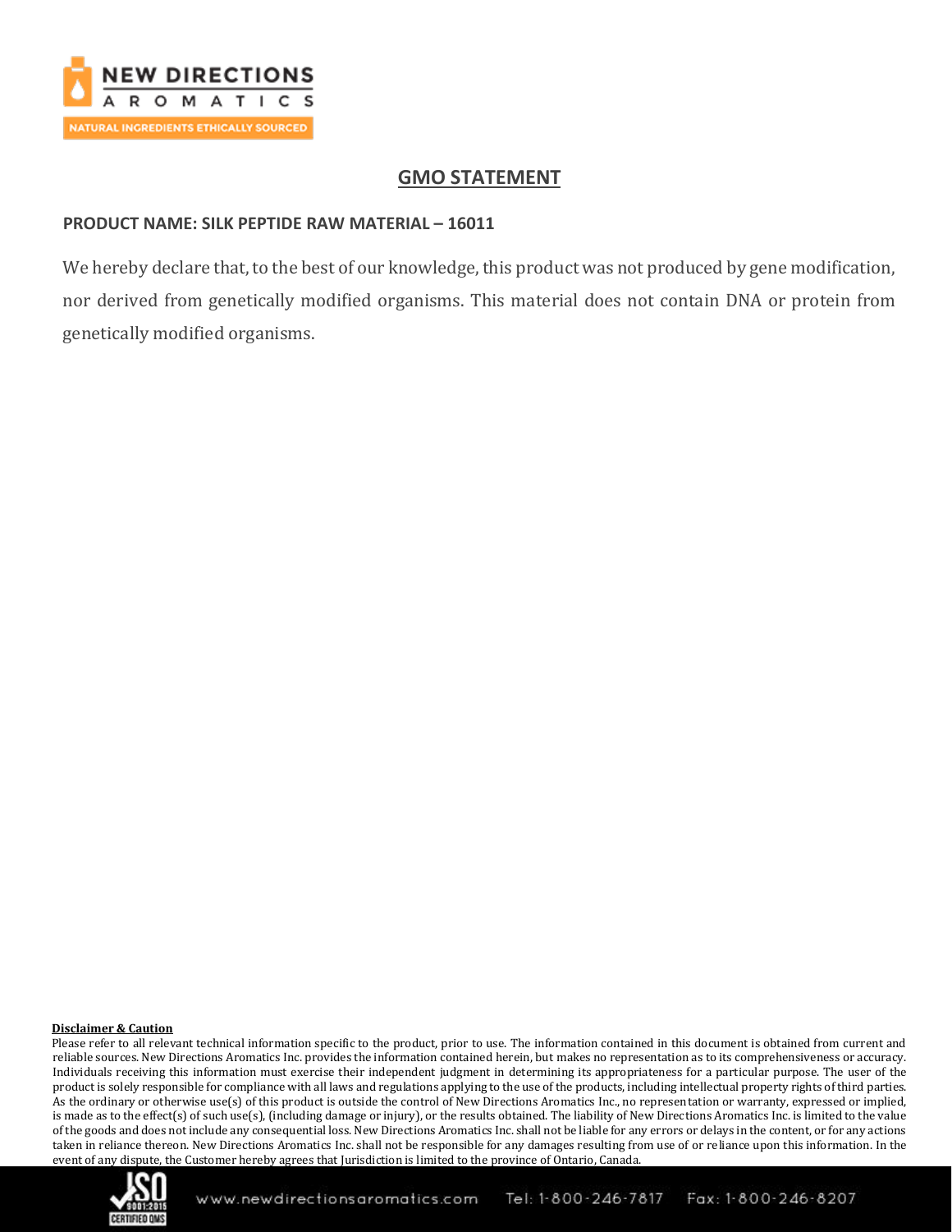# GMO STATEMENT

**PRODUCT NAME: SILK PEPTIDE RAW MATERIAL – 16011**

We hereby declare that, to the best of our knowledge, this product was not produced by gene modification, nor derived from genetically modified organisms. This material does not contain DNA or protein from genetically modified organisms.

**Disclaimer & Caution**

Please refer to all relevant technical information specific to the product, prior to use. The information contained in this document is obtained from current and reliable sources. New Directions Aromatics Inc. provides the information contained herein, but makes no representation as to its comprehensiveness or accuracy. Individuals receiving this information must exercise their independent judgment in determining its appropriateness for a particular purpose. The user of the product is solely responsible for compliance with all laws and regulations applying to the use of the products, including intellectual property rights of third parties. As the ordinary or otherwise use(s) of this product is outside the control of New Directions Aromatics Inc., no representation or warranty, expressed or implied, is made as to the effect(s) of such use(s), (including damage or injury), or the results obtained. The liability of New Directions Aromatics Inc. is limited to the value of the goods and does not include any consequential loss. New Directions Aromatics Inc. shall not be liable for any errors or delays in the content, or for any actions taken in reliance thereon. New Directions Aromatics Inc. shall not be responsible for any damages resulting from use of or reliance upon this information. In the event of any dispute, the Customer hereby agrees that Jurisdiction is limited to the province of Ontario, Canada.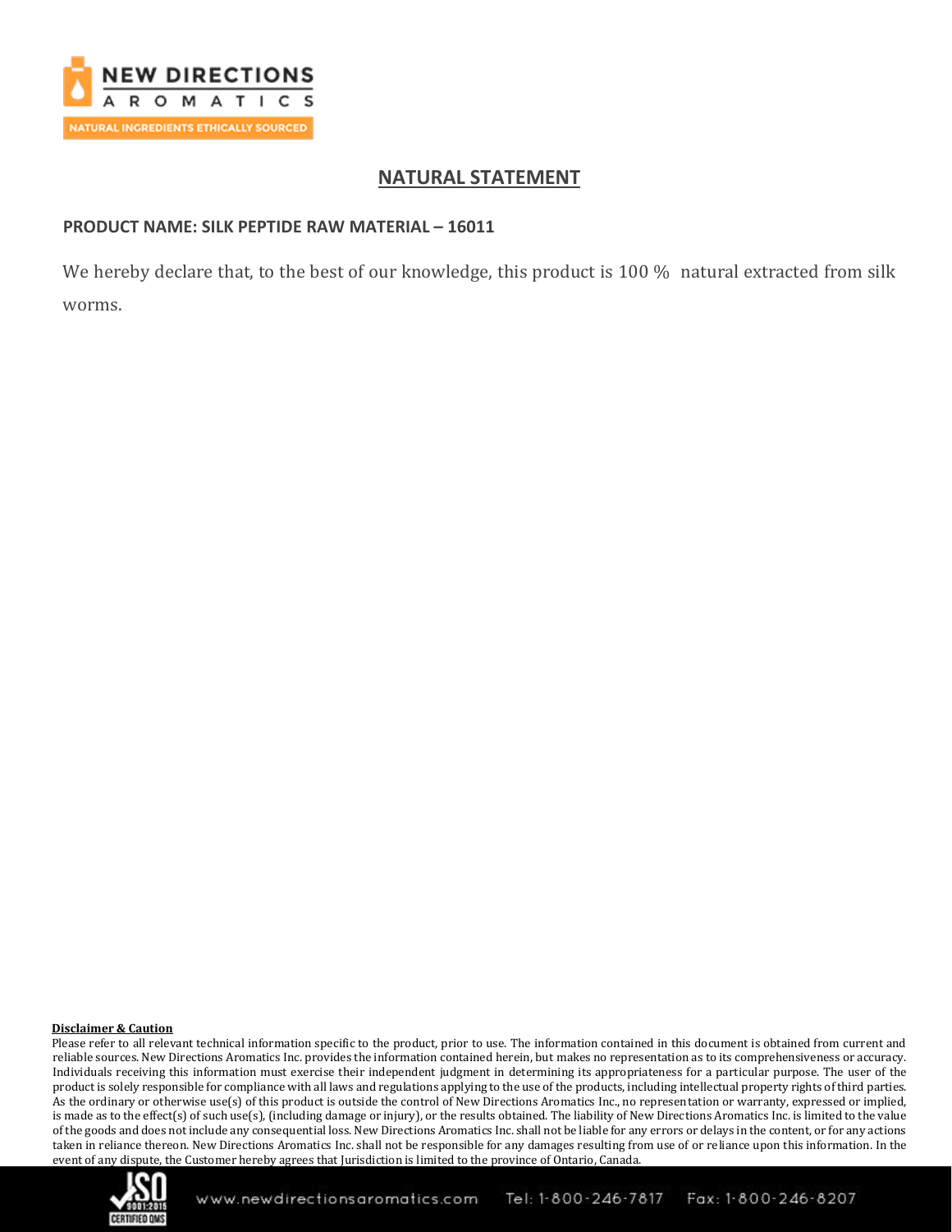## NATURAL STATEMENT

**PRODUCT NAME: SILK PEPTIDE RAW MATERIAL – 16011**

We hereby declare that, to the best of our knowledge, this product is 100 % natural extracted from silk worms.

**Disclaimer & Caution**

Please refer to all relevant technical information specific to the product, prior to use. The information contained in this document is obtained from current and reliable sources. New Directions Aromatics Inc. provides the information contained herein, but makes no representation as to its comprehensiveness or accuracy. Individuals receiving this information must exercise their independent judgment in determining its appropriateness for a particular purpose. The user of the product is solely responsible for compliance with all laws and regulations applying to the use of the products, including intellectual property rights of third parties. As the ordinary or otherwise use(s) of this product is outside the control of New Directions Aromatics Inc., no representation or warranty, expressed or implied, is made as to the effect(s) of such use(s), (including damage or injury), or the results obtained. The liability of New Directions Aromatics Inc. is limited to the value of the goods and does not include any consequential loss. New Directions Aromatics Inc. shall not be liable for any errors or delays in the content, or for any actions taken in reliance thereon. New Directions Aromatics Inc. shall not be responsible for any damages resulting from use of or reliance upon this information. In the event of any dispute, the Customer hereby agrees that Jurisdiction is limited to the province of Ontario, Canada.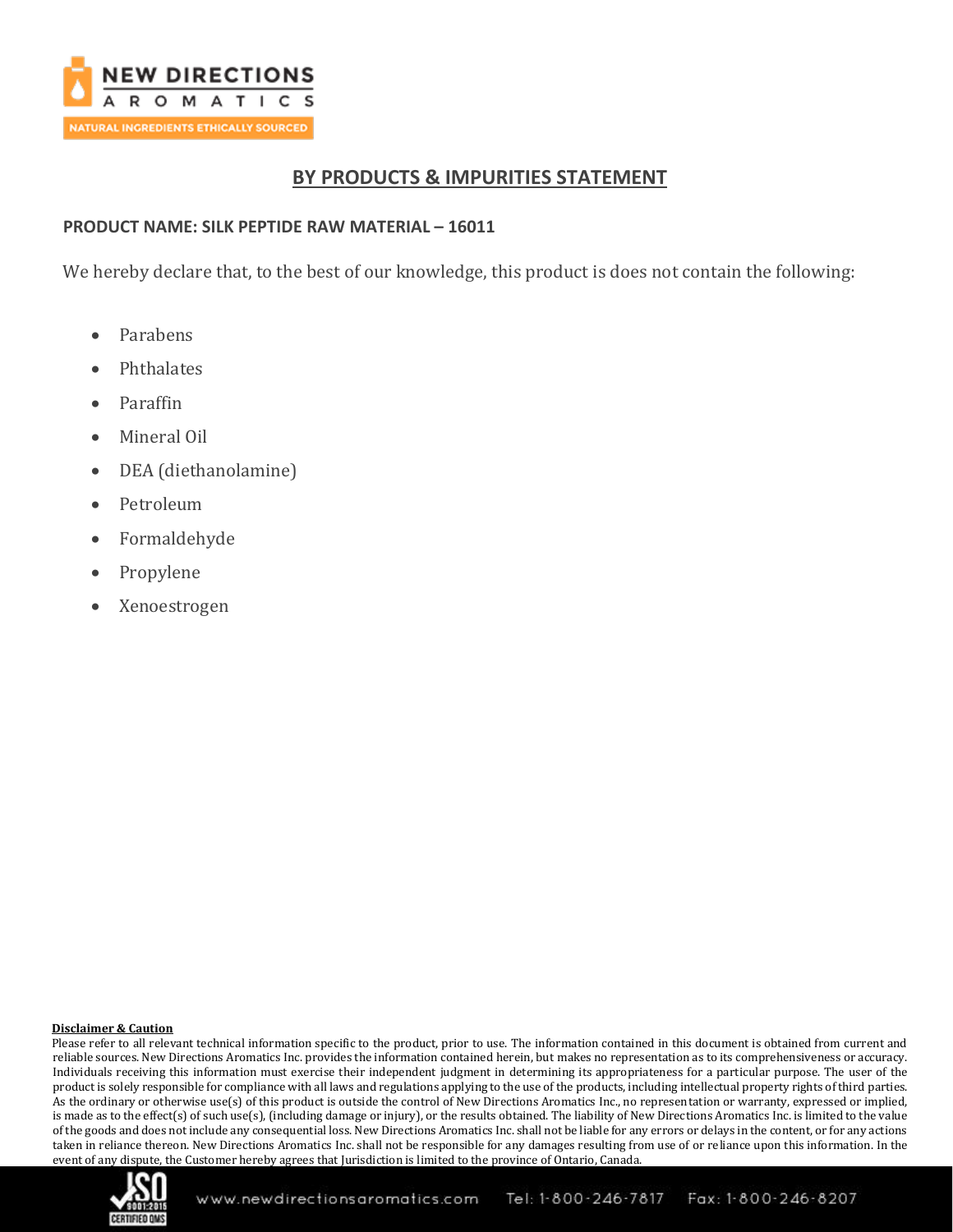## BY PRODUCTS & IMPURITIES STATEMENT

**PRODUCT NAME: SILK PEPTIDE RAW MATERIAL – 16011**

We hereby declare that, to the best of our knowledge, this product is does not contain the following:

- Parabens
- Phthalates
- Paraffin
- Mineral Oil
- DEA (diethanolamine)
- Petroleum
- Formaldehyde
- Propylene
- Xenoestrogen

**Disclaimer & Caution**

Please refer to all relevant technical information specific to the product, prior to use. The information contained in this document is obtained from current and reliable sources. New Directions Aromatics Inc. provides the information contained herein, but makes no representation as to its comprehensiveness or accuracy. Individuals receiving this information must exercise their independent judgment in determining its appropriateness for a particular purpose. The user of the product is solely responsible for compliance with all laws and regulations applying to the use of the products, including intellectual property rights of third parties. As the ordinary or otherwise use(s) of this product is outside the control of New Directions Aromatics Inc., no representation or warranty, expressed or implied, is made as to the effect(s) of such use(s), (including damage or injury), or the results obtained. The liability of New Directions Aromatics Inc. is limited to the value of the goods and does not include any consequential loss. New Directions Aromatics Inc. shall not be liable for any errors or delays in the content, or for any actions taken in reliance thereon. New Directions Aromatics Inc. shall not be responsible for any damages resulting from use of or reliance upon this information. In the event of any dispute, the Customer hereby agrees that Jurisdiction is limited to the province of Ontario, Canada.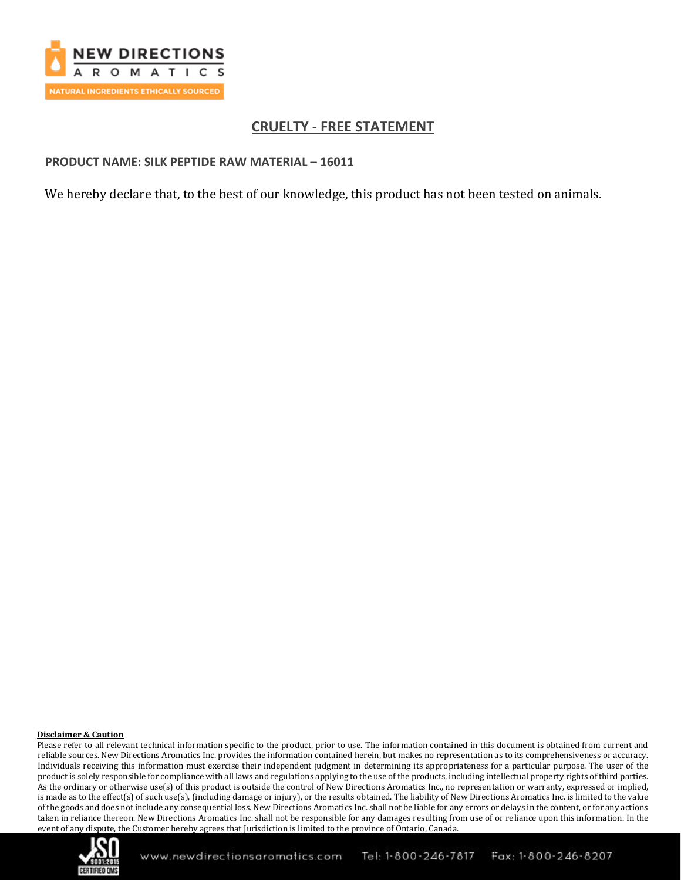# CRUELTY - FREE STATEMENT

**PRODUCT NAME: SILK PEPTIDE RAW MATERIAL – 16011**

We hereby declare that, to the best of our knowledge, this product has not been tested on animals.

**Disclaimer & Caution**

Please refer to all relevant technical information specific to the product, prior to use. The information contained in this document is obtained from current and reliable sources. New Directions Aromatics Inc. provides the information contained herein, but makes no representation as to its comprehensiveness or accuracy. Individuals receiving this information must exercise their independent judgment in determining its appropriateness for a particular purpose. The user of the product is solely responsible for compliance with all laws and regulations applying to the use of the products, including intellectual property rights of third parties. As the ordinary or otherwise use(s) of this product is outside the control of New Directions Aromatics Inc., no representation or warranty, expressed or implied, is made as to the effect(s) of such use(s), (including damage or injury), or the results obtained. The liability of New Directions Aromatics Inc. is limited to the value of the goods and does not include any consequential loss. New Directions Aromatics Inc. shall not be liable for any errors or delays in the content, or for any actions taken in reliance thereon. New Directions Aromatics Inc. shall not be responsible for any damages resulting from use of or reliance upon this information. In the event of any dispute, the Customer hereby agrees that Jurisdiction is limited to the province of Ontario, Canada.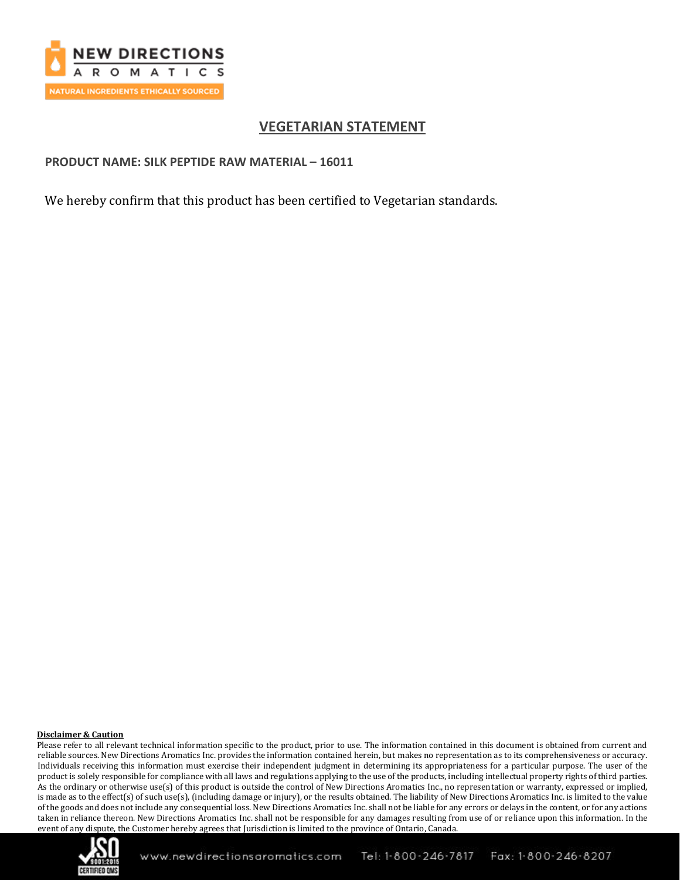# VEGETARIAN STATEMENT

**PRODUCT NAME: SILK PEPTIDE RAW MATERIAL – 16011**

We hereby confirm that this product has been certified to Vegetarian standards.

**Disclaimer & Caution**

Please refer to all relevant technical information specific to the product, prior to use. The information contained in this document is obtained from current and reliable sources. New Directions Aromatics Inc. provides the information contained herein, but makes no representation as to its comprehensiveness or accuracy. Individuals receiving this information must exercise their independent judgment in determining its appropriateness for a particular purpose. The user of the product is solely responsible for compliance with all laws and regulations applying to the use of the products, including intellectual property rights of third parties. As the ordinary or otherwise use(s) of this product is outside the control of New Directions Aromatics Inc., no representation or warranty, expressed or implied, is made as to the effect(s) of such use(s), (including damage or injury), or the results obtained. The liability of New Directions Aromatics Inc. is limited to the value of the goods and does not include any consequential loss. New Directions Aromatics Inc. shall not be liable for any errors or delays in the content, or for any actions taken in reliance thereon. New Directions Aromatics Inc. shall not be responsible for any damages resulting from use of or reliance upon this information. In the event of any dispute, the Customer hereby agrees that Jurisdiction is limited to the province of Ontario, Canada.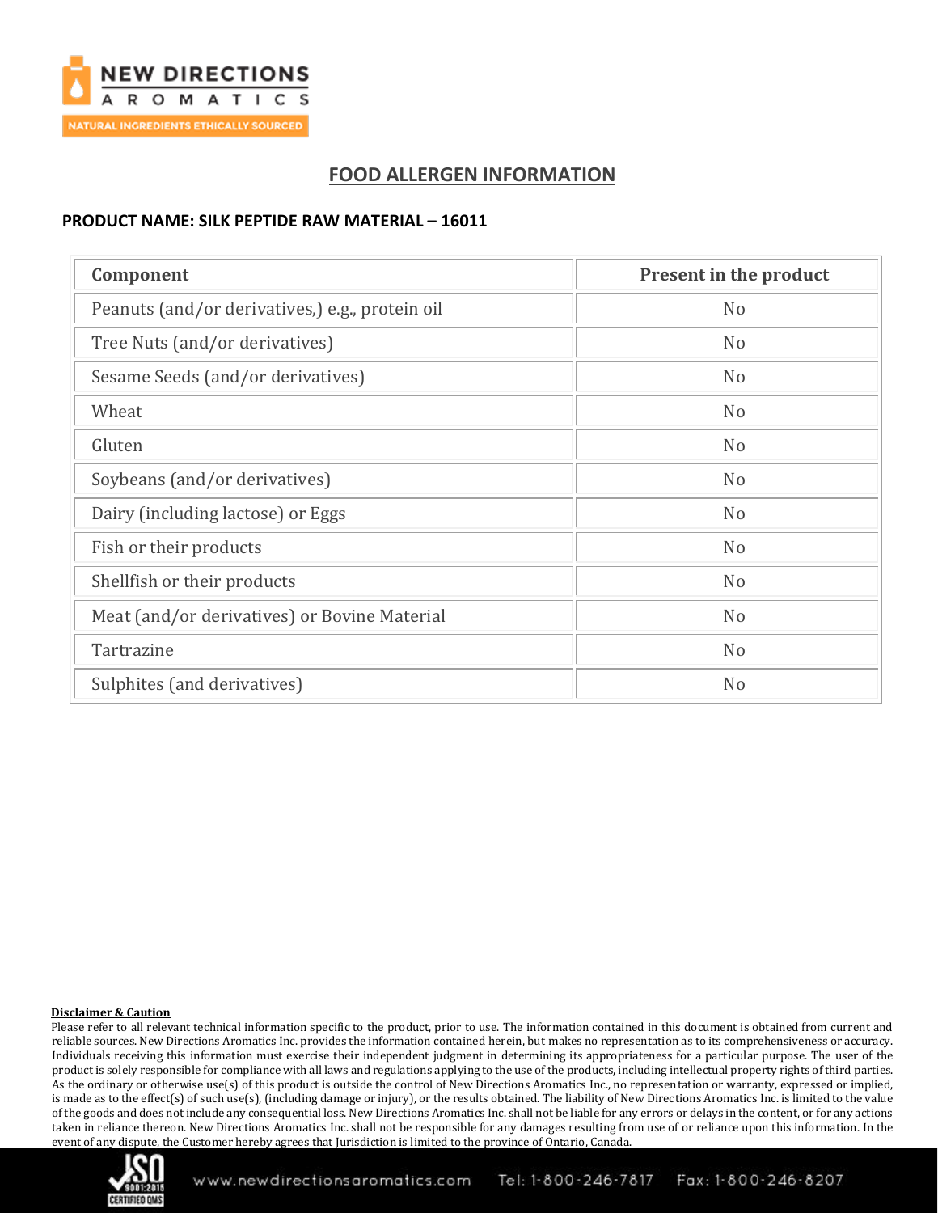# FOOD ALLERGEN INFORMATION

**PRODUCT NAME: SILK PEPTIDE RAW MATERIAL – 16011**

| Component | Present in the product |
|---|---|
| Peanuts (and/or derivatives,) e.g., protein oil | No |
| Tree Nuts (and/or derivatives) | No |
| Sesame Seeds (and/or derivatives) | No |
| Wheat | No |
| Gluten | No |
| Soybeans (and/or derivatives) | No |
| Dairy (including lactose) or Eggs | No |
| Fish or their products | No |
| Shellfish or their products | No |
| Meat (and/or derivatives) or Bovine Material | No |
| Tartrazine | No |
| Sulphites (and derivatives) | No |

**Disclaimer & Caution**

Please refer to all relevant technical information specific to the product, prior to use. The information contained in this document is obtained from current and reliable sources. New Directions Aromatics Inc. provides the information contained herein, but makes no representation as to its comprehensiveness or accuracy. Individuals receiving this information must exercise their independent judgment in determining its appropriateness for a particular purpose. The user of the product is solely responsible for compliance with all laws and regulations applying to the use of the products, including intellectual property rights of third parties. As the ordinary or otherwise use(s) of this product is outside the control of New Directions Aromatics Inc., no representation or warranty, expressed or implied, is made as to the effect(s) of such use(s), (including damage or injury), or the results obtained. The liability of New Directions Aromatics Inc. is limited to the value of the goods and does not include any consequential loss. New Directions Aromatics Inc. shall not be liable for any errors or delays in the content, or for any actions taken in reliance thereon. New Directions Aromatics Inc. shall not be responsible for any damages resulting from use of or reliance upon this information. In the event of any dispute, the Customer hereby agrees that Jurisdiction is limited to the province of Ontario, Canada.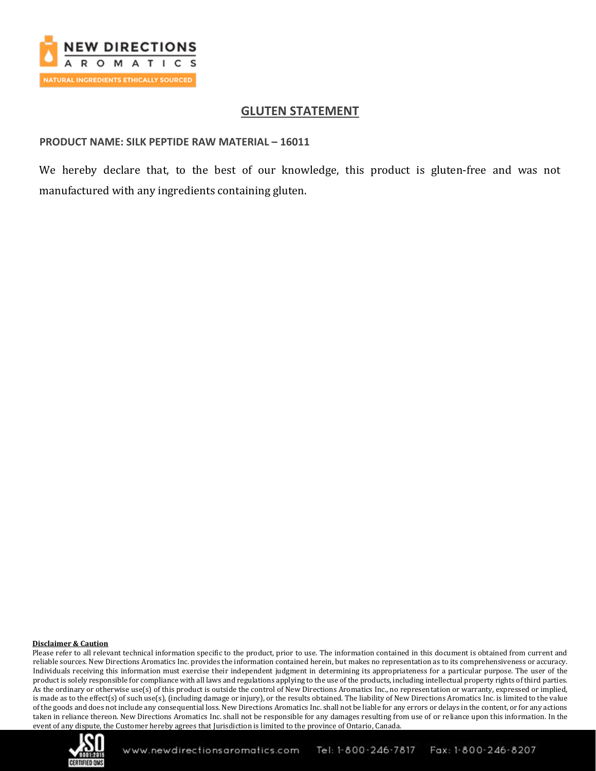## GLUTEN STATEMENT

**PRODUCT NAME: SILK PEPTIDE RAW MATERIAL – 16011**

We hereby declare that, to the best of our knowledge, this product is gluten-free and was not manufactured with any ingredients containing gluten.

**Disclaimer & Caution**

Please refer to all relevant technical information specific to the product, prior to use. The information contained in this document is obtained from current and reliable sources. New Directions Aromatics Inc. provides the information contained herein, but makes no representation as to its comprehensiveness or accuracy. Individuals receiving this information must exercise their independent judgment in determining its appropriateness for a particular purpose. The user of the product is solely responsible for compliance with all laws and regulations applying to the use of the products, including intellectual property rights of third parties. As the ordinary or otherwise use(s) of this product is outside the control of New Directions Aromatics Inc., no representation or warranty, expressed or implied, is made as to the effect(s) of such use(s), (including damage or injury), or the results obtained. The liability of New Directions Aromatics Inc. is limited to the value of the goods and does not include any consequential loss. New Directions Aromatics Inc. shall not be liable for any errors or delays in the content, or for any actions taken in reliance thereon. New Directions Aromatics Inc. shall not be responsible for any damages resulting from use of or reliance upon this information. In the event of any dispute, the Customer hereby agrees that Jurisdiction is limited to the province of Ontario, Canada.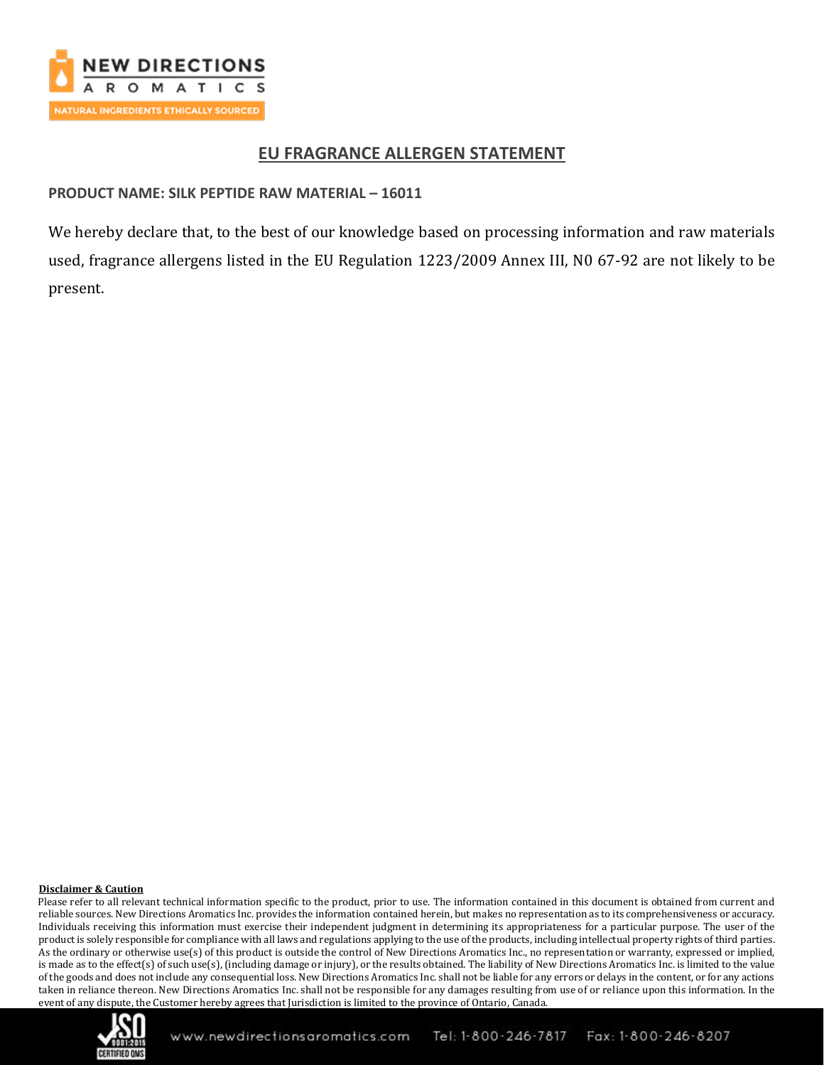# EU FRAGRANCE ALLERGEN STATEMENT

**PRODUCT NAME: SILK PEPTIDE RAW MATERIAL – 16011**

We hereby declare that, to the best of our knowledge based on processing information and raw materials used, fragrance allergens listed in the EU Regulation 1223/2009 Annex III, N0 67-92 are not likely to be present.

**Disclaimer & Caution**

Please refer to all relevant technical information specific to the product, prior to use. The information contained in this document is obtained from current and reliable sources. New Directions Aromatics Inc. provides the information contained herein, but makes no representation as to its comprehensiveness or accuracy. Individuals receiving this information must exercise their independent judgment in determining its appropriateness for a particular purpose. The user of the product is solely responsible for compliance with all laws and regulations applying to the use of the products, including intellectual property rights of third parties. As the ordinary or otherwise use(s) of this product is outside the control of New Directions Aromatics Inc., no representation or warranty, expressed or implied, is made as to the effect(s) of such use(s), (including damage or injury), or the results obtained. The liability of New Directions Aromatics Inc. is limited to the value of the goods and does not include any consequential loss. New Directions Aromatics Inc. shall not be liable for any errors or delays in the content, or for any actions taken in reliance thereon. New Directions Aromatics Inc. shall not be responsible for any damages resulting from use of or reliance upon this information. In the event of any dispute, the Customer hereby agrees that Jurisdiction is limited to the province of Ontario, Canada.

www.newdirectionsaromatics.com Tel: 1-800-246-7817 Fax: 1-800-246-8207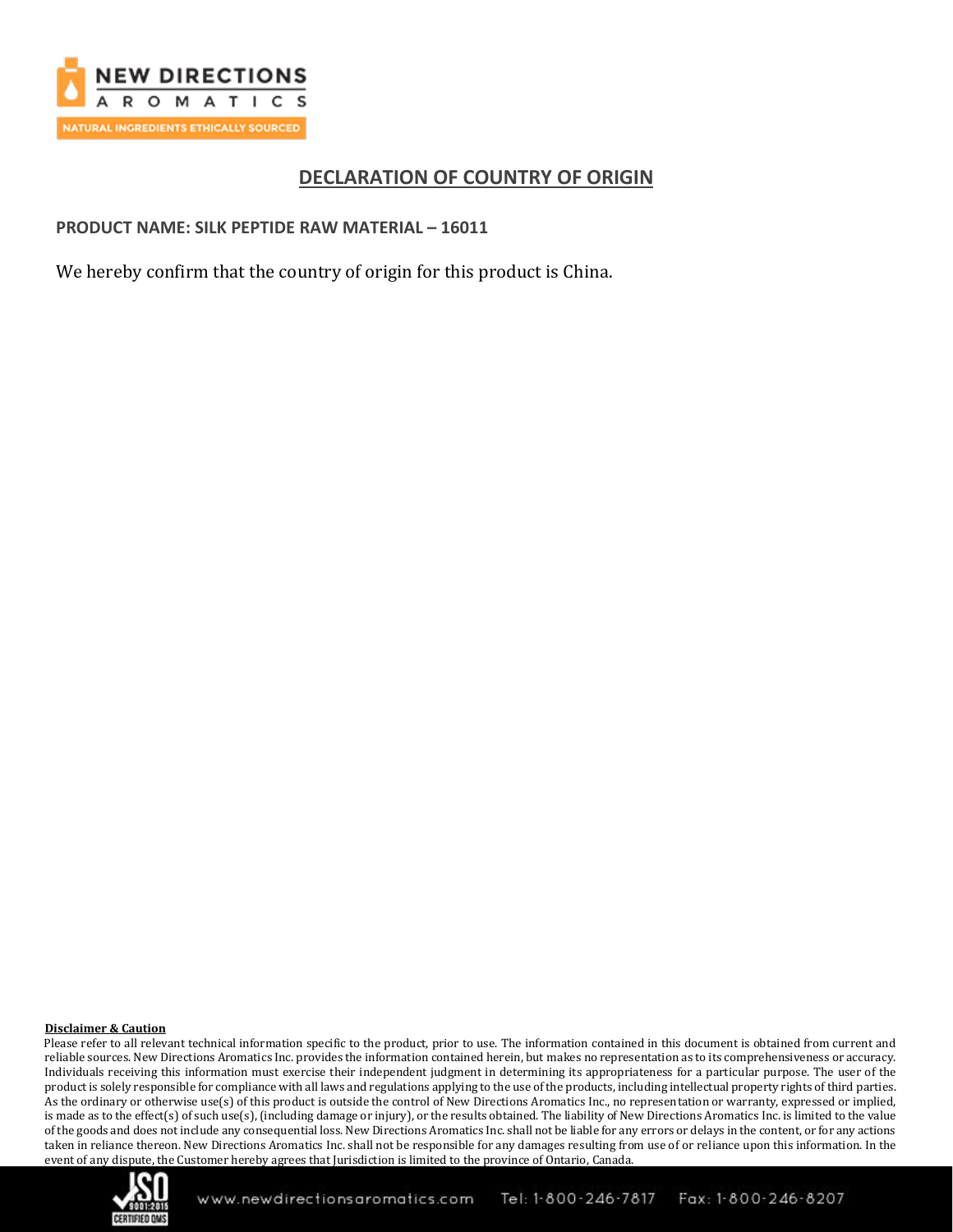# DECLARATION OF COUNTRY OF ORIGIN

**PRODUCT NAME: SILK PEPTIDE RAW MATERIAL – 16011**

We hereby confirm that the country of origin for this product is China.

**Disclaimer & Caution**

Please refer to all relevant technical information specific to the product, prior to use. The information contained in this document is obtained from current and reliable sources. New Directions Aromatics Inc. provides the information contained herein, but makes no representation as to its comprehensiveness or accuracy. Individuals receiving this information must exercise their independent judgment in determining its appropriateness for a particular purpose. The user of the product is solely responsible for compliance with all laws and regulations applying to the use of the products, including intellectual property rights of third parties. As the ordinary or otherwise use(s) of this product is outside the control of New Directions Aromatics Inc., no representation or warranty, expressed or implied, is made as to the effect(s) of such use(s), (including damage or injury), or the results obtained. The liability of New Directions Aromatics Inc. is limited to the value of the goods and does not include any consequential loss. New Directions Aromatics Inc. shall not be liable for any errors or delays in the content, or for any actions taken in reliance thereon. New Directions Aromatics Inc. shall not be responsible for any damages resulting from use of or reliance upon this information. In the event of any dispute, the Customer hereby agrees that Jurisdiction is limited to the province of Ontario, Canada.